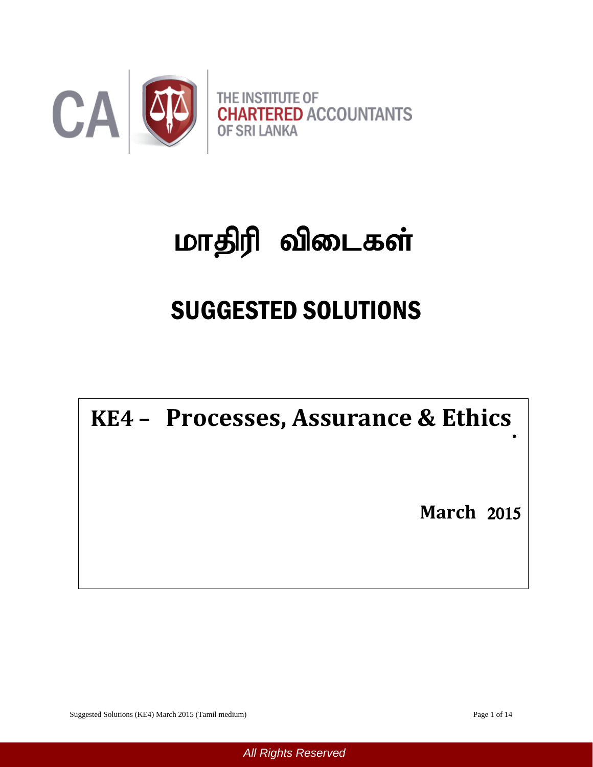CA

THE INSTITUTE OF
CHARTERED ACCOUNTANTS
OF SRI LANKA

# மாதிரி விடைகள்

# SUGGESTED SOLUTIONS

## KE4 – Processes, Assurance & Ethics

**March 2015**

*All Rights Reserved*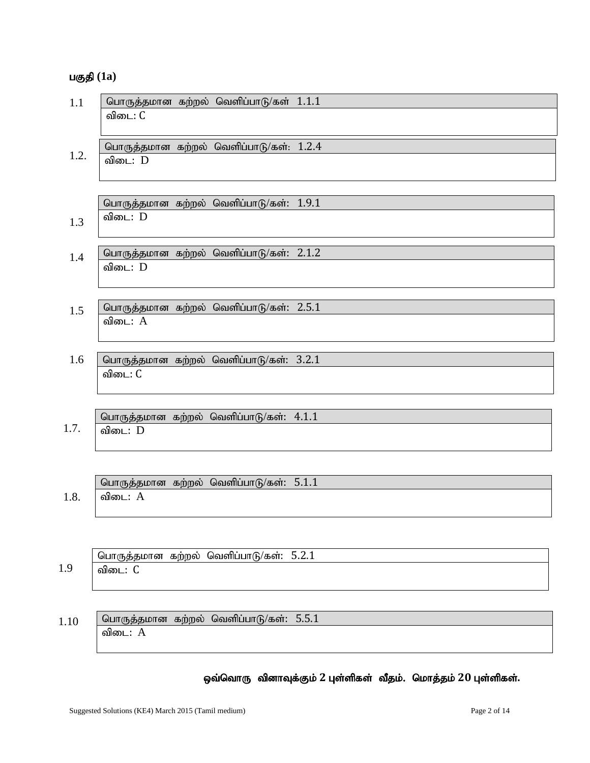**பகுதி (1a)**

1.1

| பொருத்தமான கற்றல் வெளிப்பாடு/கள் 1.1.1 |
|---|
| விடை: C |

1.2.

| பொருத்தமான கற்றல் வெளிப்பாடு/கள்: 1.2.4 |
|---|
| விடை: D |

1.3

| பொருத்தமான கற்றல் வெளிப்பாடு/கள்: 1.9.1 |
|---|
| விடை: D |

1.4

| பொருத்தமான கற்றல் வெளிப்பாடு/கள்: 2.1.2 |
|---|
| விடை: D |

1.5

| பொருத்தமான கற்றல் வெளிப்பாடு/கள்: 2.5.1 |
|---|
| விடை: A |

1.6

| பொருத்தமான கற்றல் வெளிப்பாடு/கள்: 3.2.1 |
|---|
| விடை: C |

1.7.

| பொருத்தமான கற்றல் வெளிப்பாடு/கள்: 4.1.1 |
|---|
| விடை: D |

1.8.

| பொருத்தமான கற்றல் வெளிப்பாடு/கள்: 5.1.1 |
|---|
| விடை: A |

1.9

| பொருத்தமான கற்றல் வெளிப்பாடு/கள்: 5.2.1 |
|---|
| விடை: C |

1.10

| பொருத்தமான கற்றல் வெளிப்பாடு/கள்: 5.5.1 |
|---|
| விடை: A |

**ஒவ்வொரு வினாவுக்கும் 2 புள்ளிகள் வீதம். மொத்தம் 20 புள்ளிகள்.**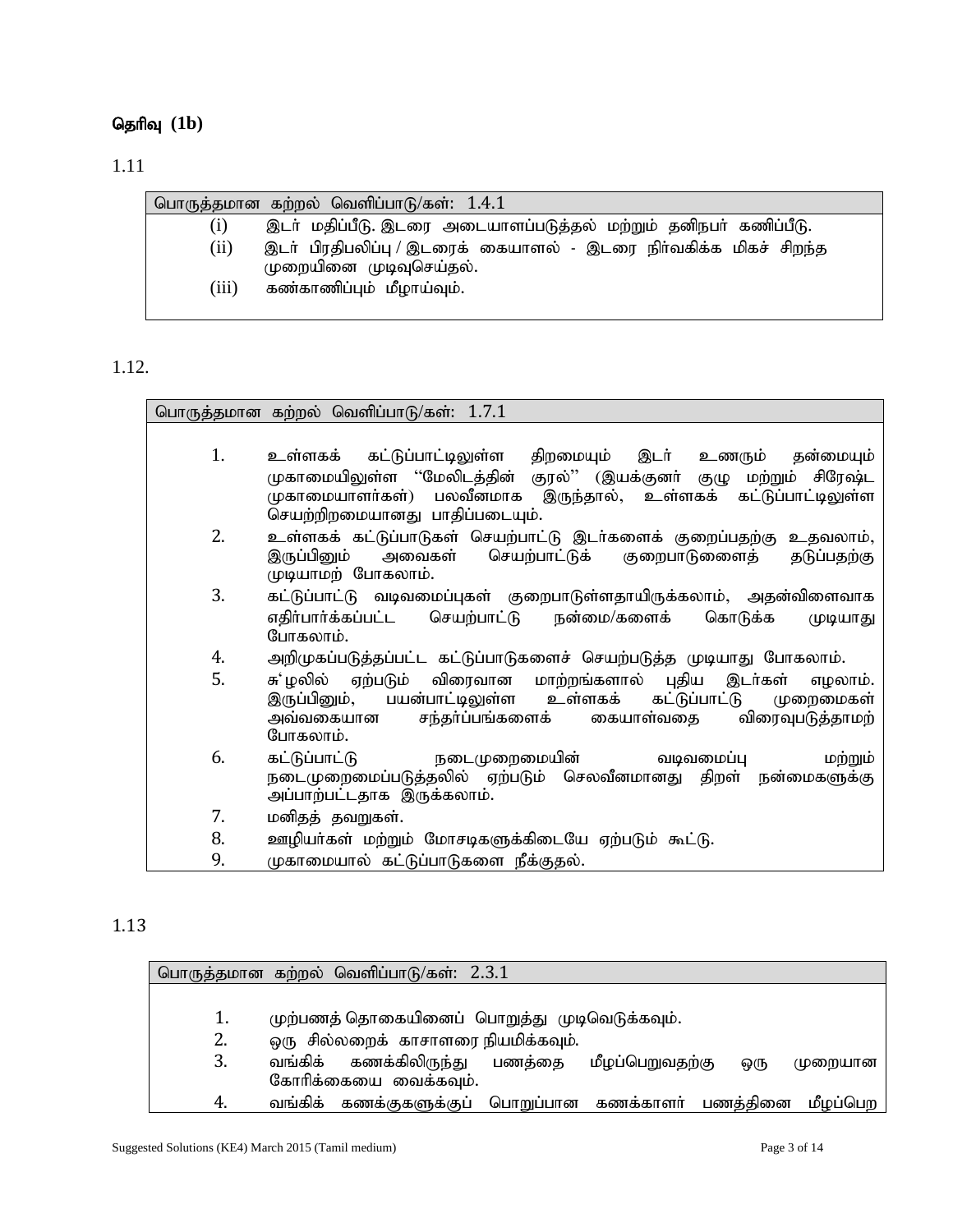**தெரிவு (1b)**

1.11

| பொருத்தமான கற்றல் வெளிப்பாடு/கள்: 1.4.1 |
|---|
| (i) இடர் மதிப்பீடு. இடரை அடையாளப்படுத்தல் மற்றும் தனிநபர் கணிப்பீடு.<br>(ii) இடர் பிரதிபலிப்பு / இடரைக் கையாளல் - இடரை நிர்வகிக்க மிகச் சிறந்த முறையினை முடிவுசெய்தல்.<br>(iii) கண்காணிப்பும் மீளாய்வும். |

1.12.

| பொருத்தமான கற்றல் வெளிப்பாடு/கள்: 1.7.1 |
|---|
| 1. உள்ளகக் கட்டுப்பாட்டிலுள்ள திறமையும் இடர் உணரும் தன்மையும் முகாமையிலுள்ள "மேலிடத்தின் குரல்" (இயக்குனர் குழு மற்றும் சிரேஷ்ட முகாமையாளர்கள்) பலவீனமாக இருந்தால், உள்ளகக் கட்டுப்பாட்டிலுள்ள செயற்றிறமையானது பாதிப்படையும்.<br>2. உள்ளகக் கட்டுப்பாடுகள் செயற்பாட்டு இடர்களைக் குறைப்பதற்கு உதவலாம், இருப்பினும் அவைகள் செயற்பாட்டுக் குறைபாடுளைத் தடுப்பதற்கு முடியாமற் போகலாம்.<br>3. கட்டுப்பாட்டு வடிவமைப்புகள் குறைபாடுள்ளதாயிருக்கலாம், அதன்விளைவாக எதிர்பார்க்கப்பட்ட செயற்பாட்டு நன்மை/களைக் கொடுக்க முடியாது போகலாம்.<br>4. அறிமுகப்படுத்தப்பட்ட கட்டுப்பாடுகளைச் செயற்படுத்த முடியாது போகலாம்.<br>5. சு'ழலில் ஏற்படும் விரைவான மாற்றங்களால் புதிய இடர்கள் எழலாம். இருப்பினும், பயன்பாட்டிலுள்ள உள்ளகக் கட்டுப்பாட்டு முறைமைகள் அவ்வகையான சந்தர்ப்பங்களைக் கையாள்வதை விரைவுபடுத்தாமற் போகலாம்.<br>6. கட்டுப்பாட்டு நடைமுறைமையின் வடிவமைப்பு மற்றும் நடைமுறைமைப்படுத்தலில் ஏற்படும் செலவீனமானது திறள் நன்மைகளுக்கு அப்பாற்பட்டதாக இருக்கலாம்.<br>7. மனிதத் தவறுகள்.<br>8. ஊழியர்கள் மற்றும் மோசடிகளுக்கிடையே ஏற்படும் கூட்டு.<br>9. முகாமையால் கட்டுப்பாடுகளை நீக்குதல். |

1.13

| பொருத்தமான கற்றல் வெளிப்பாடு/கள்: 2.3.1 |
|---|
| 1. முற்பணத் தொகையினைப் பொறுத்து முடிவெடுக்கவும்.<br>2. ஒரு சில்லறைக் காசாளரை நியமிக்கவும்.<br>3. வங்கிக் கணக்கிலிருந்து பணத்தை மீழப்பெறுவதற்கு ஒரு முறையான கோரிக்கையை வைக்கவும்.<br>4. வங்கிக் கணக்குகளுக்குப் பொறுப்பான கணக்காளர் பணத்தினை மீழப்பெற |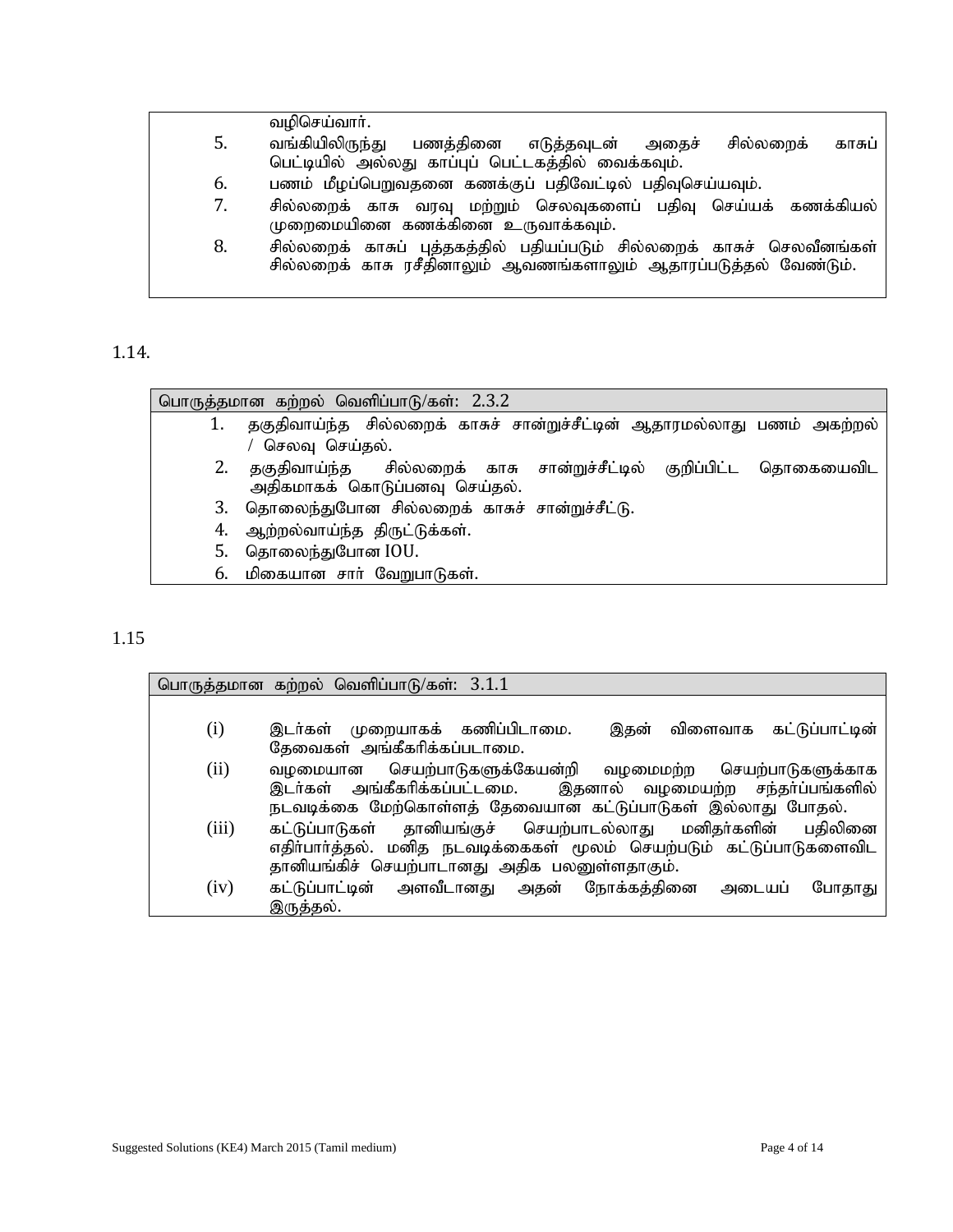வழிசெய்வார்.

5. வங்கியிலிருந்து பணத்தினை எடுத்தவுடன் அதைச் சில்லறைக் காசுப் பெட்டியில் அல்லது காப்புப் பெட்டகத்தில் வைக்கவும்.
6. பணம் மீளப்பெறுவதனை கணக்குப் பதிவேட்டில் பதிவுசெய்யவும்.
7. சில்லறைக் காசு வரவு மற்றும் செலவுகளைப் பதிவு செய்யக் கணக்கியல் முறைமையினை கணக்கினை உருவாக்கவும்.
8. சில்லறைக் காசுப் புத்தகத்தில் பதியப்படும் சில்லறைக் காசுச் செலவீனங்கள் சில்லறைக் காசு ரசீதினாலும் ஆவணங்களாலும் ஆதாரப்படுத்தல் வேண்டும்.

1.14.

பொருத்தமான கற்றல் வெளிப்பாடு/கள்: 2.3.2

1. தகுதிவாய்ந்த சில்லறைக் காசுச் சான்றுச்சீட்டின் ஆதாரமல்லாது பணம் அகற்றல் / செலவு செய்தல்.
2. தகுதிவாய்ந்த சில்லறைக் காசு சான்றுச்சீட்டில் குறிப்பிட்ட தொகையைவிட அதிகமாகக் கொடுப்பனவு செய்தல்.
3. தொலைந்துபோன சில்லறைக் காசுச் சான்றுச்சீட்டு.
4. ஆற்றல்வாய்ந்த திருட்டுக்கள்.
5. தொலைந்துபோன IOU.
6. மிகையான சார் வேறுபாடுகள்.

1.15

பொருத்தமான கற்றல் வெளிப்பாடு/கள்: 3.1.1

(i) இடர்கள் முறையாகக் கணிப்பிடாமை. இதன் விளைவாக கட்டுப்பாட்டின் தேவைகள் அங்கீகரிக்கப்படாமை.

(ii) வழமையான செயற்பாடுகளுக்கேயன்றி வழமைமற்ற செயற்பாடுகளுக்காக இடர்கள் அங்கீகரிக்கப்பட்டமை. இதனால் வழமையற்ற சந்தர்ப்பங்களில் நடவடிக்கை மேற்கொள்ளத் தேவையான கட்டுப்பாடுகள் இல்லாது போதல்.

(iii) கட்டுப்பாடுகள் தானியங்குச் செயற்பாடல்லாது மனிதர்களின் பதிலினை எதிர்பார்த்தல். மனித நடவடிக்கைகள் மூலம் செயற்படும் கட்டுப்பாடுகளைவிட தானியங்கிச் செயற்பாடானது அதிக பலனுள்ளதாகும்.

(iv) கட்டுப்பாட்டின் அளவீடானது அதன் நோக்கத்தினை அடையப் போதாது இருத்தல்.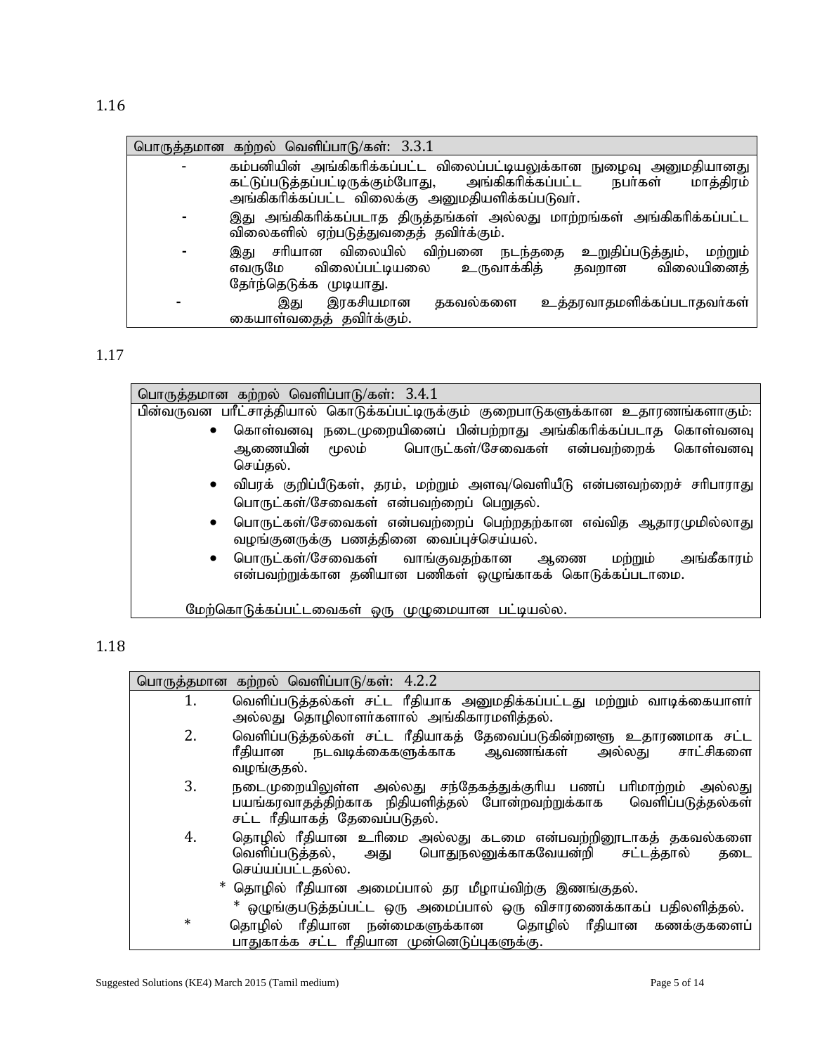1.16

| பொருத்தமான கற்றல் வெளிப்பாடு/கள்: 3.3.1 |
|---|
| - கம்பனியின் அங்கிகரிக்கப்பட்ட விலைப்பட்டியலுக்கான நுழைவு அனுமதியானது கட்டுப்படுத்தப்பட்டிருக்கும்போது, அங்கிகரிக்கப்பட்ட நபர்கள் மாத்திரம் அங்கிகரிக்கப்பட்ட விலைக்கு அனுமதியளிக்கப்படுவர். |
| - இது அங்கிகரிக்கப்படாத திருத்தங்கள் அல்லது மாற்றங்கள் அங்கிகரிக்கப்பட்ட விலைகளில் ஏற்படுத்துவதைத் தவிர்க்கும். |
| - இது சரியான விலையில் விற்பனை நடந்ததை உறுதிப்படுத்தும், மற்றும் எவருமே விலைப்பட்டியலை உருவாக்கித் தவறான விலையினைத் தேர்ந்தெடுக்க முடியாது. |
| - இது இரகசியமான தகவல்களை உத்தரவாதமளிக்கப்படாதவர்கள் கையாள்வதைத் தவிர்க்கும். |

1.17

| பொருத்தமான கற்றல் வெளிப்பாடு/கள்: 3.4.1 |
|---|
| பின்வருவன பரீட்சாத்தியால் கொடுக்கப்பட்டிருக்கும் குறைபாடுகளுக்கான உதாரணங்களாகும்: |
| • கொள்வனவு நடைமுறையினைப் பின்பற்றாது அங்கிகரிக்கப்படாத கொள்வனவு ஆணையின் மூலம் பொருட்கள்/சேவைகள் என்பவற்றைக் கொள்வனவு செய்தல். |
| • விபரக் குறிப்பீடுகள், தரம், மற்றும் அளவு/வெளியீடு என்பனவற்றைச் சரிபாராது பொருட்கள்/சேவைகள் என்பவற்றைப் பெறுதல். |
| • பொருட்கள்/சேவைகள் என்பவற்றைப் பெற்றதற்கான எவ்வித ஆதாரமுமில்லாது வழங்குனருக்கு பணத்தினை வைப்புச்செய்யல். |
| • பொருட்கள்/சேவைகள் வாங்குவதற்கான ஆணை மற்றும் அங்கீகாரம் என்பவற்றுக்கான தனியான பணிகள் ஒழுங்காகக் கொடுக்கப்படாமை. |
| மேற்கொடுக்கப்பட்டவைகள் ஒரு முழுமையான பட்டியல்ல. |

1.18

| பொருத்தமான கற்றல் வெளிப்பாடு/கள்: 4.2.2 |
|---|
| 1. வெளிப்படுத்தல்கள் சட்ட ரீதியாக அனுமதிக்கப்பட்டது மற்றும் வாடிக்கையாளர் அல்லது தொழிலாளர்களால் அங்கிகாரமளித்தல். |
| 2. வெளிப்படுத்தல்கள் சட்ட ரீதியாகத் தேவைப்படுகின்றனளூ உதாரணமாக சட்ட ரீதியான நடவடிக்கைகளுக்காக ஆவணங்கள் அல்லது சாட்சிகளை வழங்குதல். |
| 3. நடைமுறையிலுள்ள அல்லது சந்தேகத்துக்குரிய பணப் பரிமாற்றம் அல்லது பயங்கரவாதத்திற்காக நிதியளித்தல் போன்றவற்றுக்காக வெளிப்படுத்தல்கள் சட்ட ரீதியாகத் தேவைப்படுதல். |
| 4. தொழில் ரீதியான உரிமை அல்லது கடமை என்பவற்றினூடாகத் தகவல்களை வெளிப்படுத்தல், அது பொதுநலனுக்காகவேயன்றி சட்டத்தால் தடை செய்யப்பட்டதல்ல. |
| * தொழில் ரீதியான அமைப்பால் தர மீளாய்விற்கு இணங்குதல். |
| * ஒழுங்குபடுத்தப்பட்ட ஒரு அமைப்பால் ஒரு விசாரணைக்காகப் பதிலளித்தல். |
| * தொழில் ரீதியான நன்மைகளுக்கான தொழில் ரீதியான கணக்குகளைப் பாதுகாக்க சட்ட ரீதியான முன்னெடுப்புகளுக்கு. |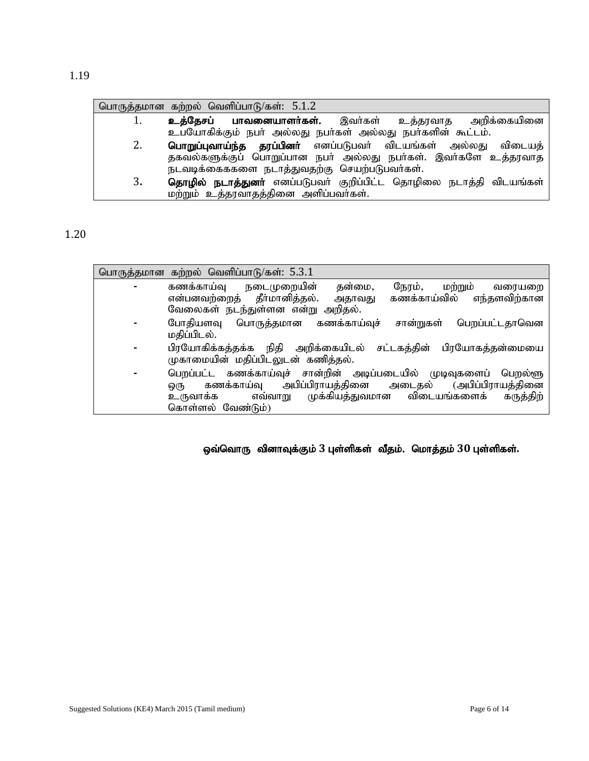1.19

| பொருத்தமான கற்றல் வெளிப்பாடு/கள்: 5.1.2 | |
|---|---|
| 1. | **உத்தேசப் பாவனையாளர்கள்.** இவர்கள் உத்தரவாத அறிக்கையினை உபயோகிக்கும் நபர் அல்லது நபர்கள் அல்லது நபர்களின் கூட்டம். |
| 2. | **பொறுப்புவாய்ந்த தரப்பினர்** எனப்படுபவர் விடயங்கள் அல்லது விடையத் தகவல்களுக்குப் பொறுப்பான நபர் அல்லது நபர்கள். இவர்களே உத்தரவாத நடவடிக்கைககளை நடாத்துவதற்கு செயற்படுபவர்கள். |
| 3. | **தொழில் நடாத்துனர்** எனப்படுபவர் குறிப்பிட்ட தொழிலை நடாத்தி விடயங்கள் மற்றும் உத்தரவாதத்தினை அளிப்பவர்கள். |

1.20

| பொருத்தமான கற்றல் வெளிப்பாடு/கள்: 5.3.1 | |
|---|---|
| - | கணக்காய்வு நடைமுறையின் தன்மை, நேரம், மற்றும் வரையறை என்பனவற்றைத் தீர்மானித்தல். அதாவது கணக்காய்வில் எந்தளவிற்கான வேலைகள் நடந்துள்ளன என்று அறிதல். |
| - | போதியளவு பொருத்தமான கணக்காய்வுச் சான்றுகள் பெறப்பட்டதாவென மதிப்பிடல். |
| - | பிரயோகிக்கத்தக்க நிதி அறிக்கையிடல் சட்டகத்தின் பிரயோகத்தன்மையை முகாமையின் மதிப்பிடலுடன் கணித்தல். |
| - | பெறப்பட்ட கணக்காய்வுச் சான்றின் அடிப்படையில் முடிவுகளைப் பெறலூ ஒரு கணக்காய்வு அபிப்பிராயத்தினை அடைதல் (அபிப்பிராயத்தினை உருவாக்க எவ்வாறு முக்கியத்துவமான விடையங்களைக் கருத்திற் கொள்ளல் வேண்டும்) |

**ஒவ்வொரு வினாவுக்கும் 3 புள்ளிகள் வீதம். மொத்தம் 30 புள்ளிகள்.**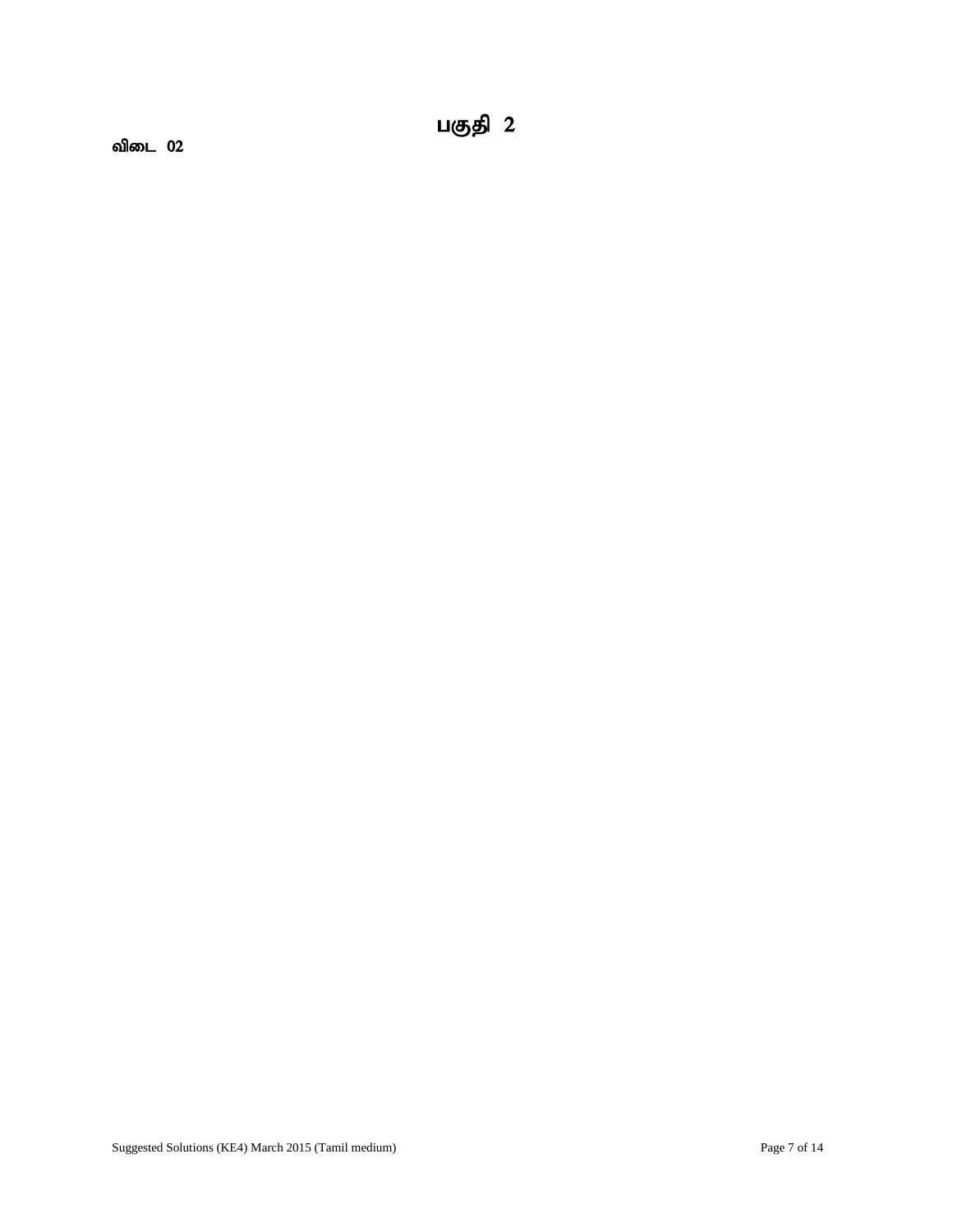# பகுதி 2

**விடை 02**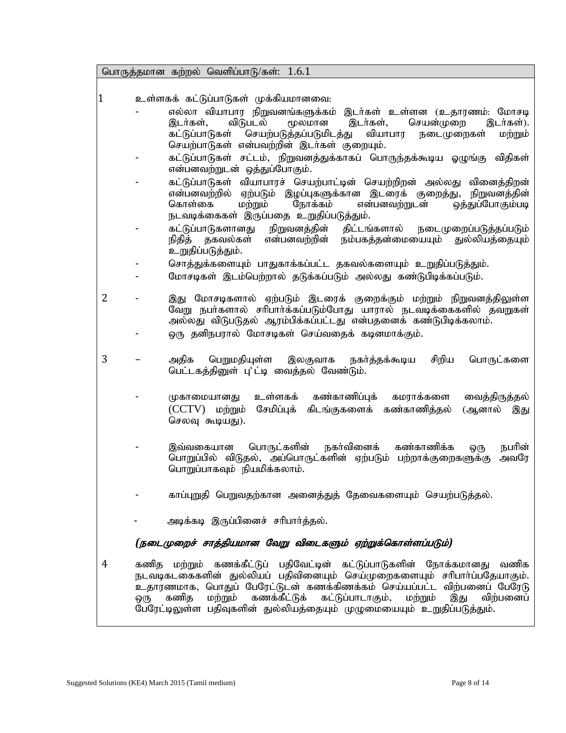பொருத்தமான கற்றல் வெளிப்பாடு/கள்: 1.6.1

1 உள்ளகக் கட்டுப்பாடுகள் முக்கியமானவை:

- எல்லா வியாபார நிறுவனங்களுக்கம் இடர்கள் உள்ளன (உதாரணம்: மோசடி இடர்கள், விடுபடல் மூலமான இடர்கள், செயன்முறை இடர்கள்). கட்டுப்பாடுகள் செயற்படுத்தப்படுமிடத்து வியாபார நடைமுறைகள் மற்றும் செயற்பாடுகள் என்பவற்றின் இடர்கள் குறையும்.
- கட்டுப்பாடுகள் சட்டம், நிறுவனத்துக்காகப் பொருந்தக்கூடிய ஒழுங்கு விதிகள் என்பனவற்றுடன் ஒத்துப்போகும்.
- கட்டுப்பாடுகள் வியாபாரச் செயற்பாட்டின் செயற்றிறன் அல்லது வினைத்திறன் என்பனவற்றில் ஏற்படும் இழப்புகளுக்கான இடரைக் குறைத்து, நிறுவனத்தின் கொள்கை மற்றும் நோக்கம் என்பனவற்றுடன் ஒத்துப்போகும்படி நடவடிக்கைகள் இருப்பதை உறுதிப்படுத்தும்.
- கட்டுப்பாடுகளானது நிறுவனத்தின் திட்டங்களால் நடைமுறைப்படுத்தப்படும் நிதித் தகவல்கள் என்பனவற்றின் நம்பகத்தன்மையையும் துல்லியத்தையும் உறுதிப்படுத்தும்.
- சொத்துக்களையும் பாதுகாக்கப்பட்ட தகவல்களையும் உறுதிப்படுத்தும்.
- மோசடிகள் இடம்பெற்றால் தடுக்கப்படும் அல்லது கண்டுபிடிக்கப்படும்.

2
- இது மோசடிகளால் ஏற்படும் இடரைக் குறைக்கும் மற்றும் நிறுவனத்திலுள்ள வேறு நபர்களால் சரிபார்க்கப்படும்போது யாரால் நடவடிக்கைகளில் தவறுகள் அல்லது விடுபடுதல் ஆரம்பிக்கப்பட்டது என்பதனைக் கண்டுபிடிக்கலாம்.
- ஒரு தனிநபரால் மோசடிகள் செய்வதைக் கடினமாக்கும்.

3
- அதிக பெறுமதியுள்ள இலகுவாக நகர்த்தக்கூடிய சிறிய பொருட்களை பெட்டகத்தினுள் பு'ட்டி வைத்தல் வேண்டும்.
- முகாமையானது உள்ளகக் கண்காணிப்புக் கமராக்களை வைத்திருத்தல் (CCTV) மற்றும் சேமிப்புக் கிடங்குகளைக் கண்காணித்தல் (ஆனால் இது செலவு கூடியது).
- இவ்வகையான பொருட்களின் நகர்வினைக் கண்காணிக்க ஒரு நபரின் பொறுப்பில் விடுதல், அப்பொருட்களின் ஏற்படும் பற்றாக்குறைகளுக்கு அவரே பொறுப்பாகவும் நியமிக்கலாம்.
- காப்புறுதி பெறுவதற்கான அனைத்துத் தேவைகளையும் செயற்படுத்தல்.
- அடிக்கடி இருப்பினைச் சரிபார்த்தல்.

***(நடைமுறைச் சாத்தியமான வேறு விடைகளும் ஏற்றுக்கொள்ளப்படும்)***

4 கணித மற்றும் கணக்கீட்டுப் பதிவேட்டின் கட்டுப்பாடுகளின் நோக்கமானது வணிக நடவடிகடைகைகளின் துல்லியப் பதிவினையும் செய்முறைகளையும் சரிபார்ப்பதேயாகும். உதாரணமாக, பொதுப் பேரேட்டுடன் கணக்கிணக்கம் செய்யப்பட்ட விற்பனைப் பேரேடு ஒரு கணித மற்றும் கணக்கீட்டுக் கட்டுப்பாடாகும், மற்றும் இது விற்பனைப் பேரேட்டிலுள்ள பதிவுகளின் துல்லியத்தையும் முழுமையையும் உறுதிப்படுத்தும்.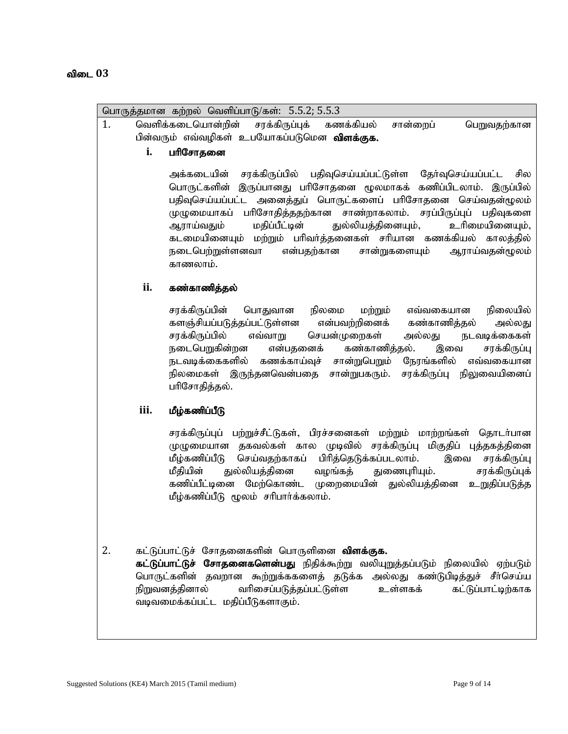**விடை 03**

பொருத்தமான கற்றல் வெளிப்பாடு/கள்: 5.5.2; 5.5.3

1. வெளிக்கடையொன்றின் சரக்கிருப்புக் கணக்கியல் சான்றைப் பெறுவதற்கான பின்வரும் எவ்வழிகள் உபயோகப்படுமென **விளக்குக.**

   **i. பரிசோதனை**

   அக்கடையின் சரக்கிருப்பில் பதிவுசெய்யப்பட்டுள்ள தேர்வுசெய்யப்பட்ட சில பொருட்களின் இருப்பானது பரிசோதனை மூலமாகக் கணிப்பிடலாம். இருப்பில் பதிவுசெய்யப்பட்ட அனைத்துப் பொருட்களைப் பரிசோதனை செய்வதன்மூலம் முழுமையாகப் பரிசோதித்ததற்கான சாண்றாகலாம். சரப்பிருப்புப் பதிவுகளை ஆராய்வதும் மதிப்பீட்டின் துல்லியத்தினையும், உரிமையினையும், கடமையினையும் மற்றும் பரிவர்த்தனைகள் சரியான கணக்கியல் காலத்தில் நடைபெற்றுள்ளனவா என்பதற்கான சான்றுகளையும் ஆராய்வதன்மூலம் காணலாம்.

   **ii. கண்காணித்தல்**

   சரக்கிருப்பின் பொதுவான நிலமை மற்றும் எவ்வகையான நிலையில் களஞ்சியப்படுத்தப்பட்டுள்ளன என்பவற்றினைக் கண்காணித்தல் அல்லது சரக்கிருப்பில் எவ்வாறு செயன்முறைகள் அல்லது நடவடிக்கைகள் நடைபெறுகின்றன என்பதனைக் கண்காணித்தல். இவை சரக்கிருப்பு நடவடிக்கைகளில் கணக்காய்வுச் சான்றுபெறும் நேரங்களில் எவ்வகையான நிலமைகள் இருந்தனவென்பதை சான்றுபகரும். சரக்கிருப்பு நிலுவையினைப் பரிசோதித்தல்.

   **iii. மீழ்கணிப்பீடு**

   சரக்கிருப்புப் பற்றுச்சீட்டுகள், பிரச்சனைகள் மற்றும் மாற்றங்கள் தொடர்பான முழுமையான தகவல்கள் கால முடிவில் சரக்கிருப்பு மிகுதிப் புத்தகத்தினை மீழ்கணிப்பீடு செய்வதற்காகப் பிரித்தெடுக்கப்படலாம். இவை சரக்கிருப்பு மீதியின் துல்லியத்தினை வழங்கத் துணைபுரியும். சரக்கிருப்புக் கணிப்பீட்டினை மேற்கொண்ட முறைமையின் துல்லியத்தினை உறுதிப்படுத்த மீழ்கணிப்பீடு மூலம் சரிபார்க்கலாம்.

2. கட்டுப்பாட்டுச் சோதனைகளின் பொருளினை **விளக்குக.**
   **கட்டுப்பாட்டுச் சோதனைகளென்பது** நிதிக்கூற்று வலியுறுத்தப்படும் நிலையில் ஏற்படும் பொருட்களின் தவறான கூற்றுக்களைத் தடுக்க அல்லது கண்டுபிடித்துச் சீர்செய்ய நிறுவனத்தினால் வரிசைப்படுத்தப்பட்டுள்ள உள்ளகக் கட்டுப்பாட்டிற்காக வடிவமைக்கப்பட்ட மதிப்பீடுகளாகும்.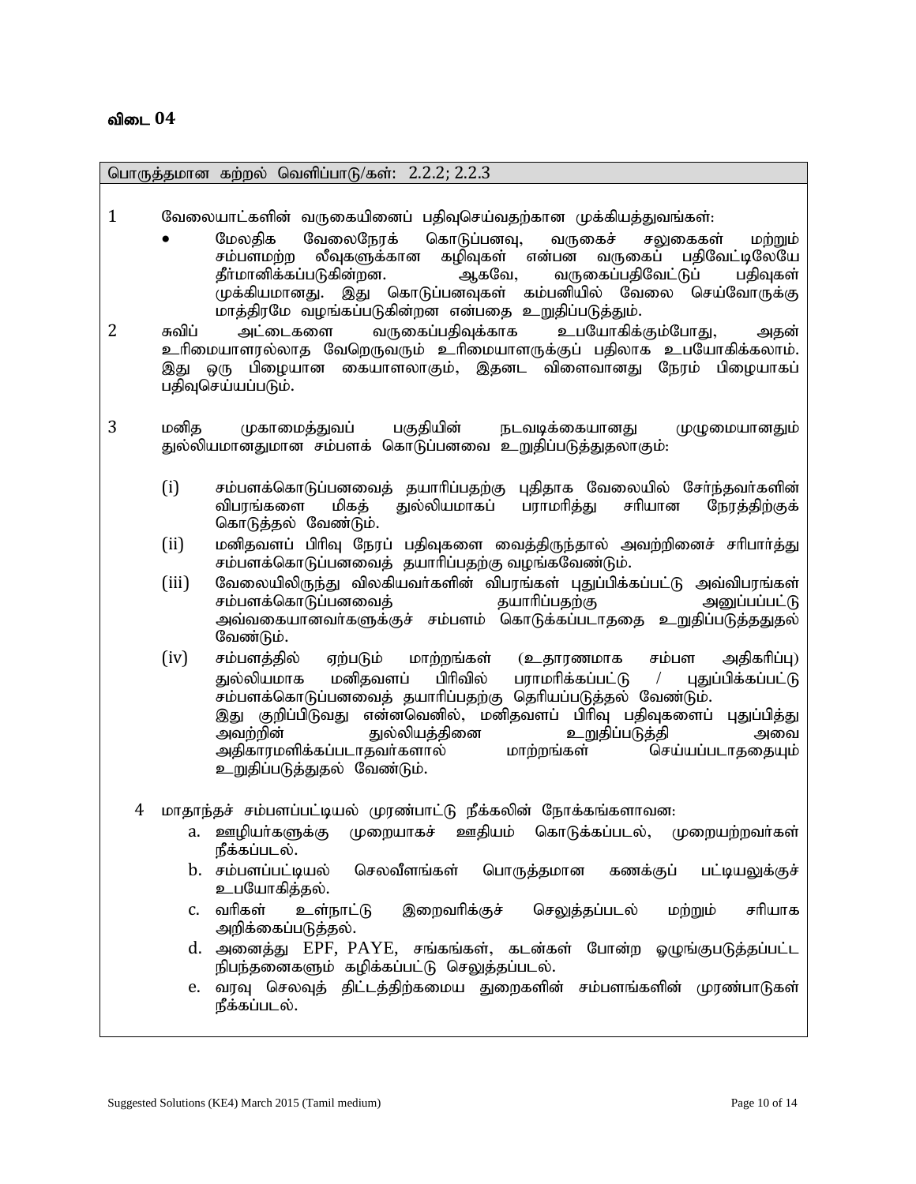**விடை 04**

பொருத்தமான கற்றல் வெளிப்பாடு/கள்: 2.2.2; 2.2.3

1 வேலையாட்களின் வருகையினைப் பதிவுசெய்வதற்கான முக்கியத்துவங்கள்:

- மேலதிக வேலைநேரக் கொடுப்பனவு, வருகைச் சலுகைகள் மற்றும் சம்பளமற்ற லீவுகளுக்கான கழிவுகள் என்பன வருகைப் பதிவேட்டிலேயே தீர்மானிக்கப்படுகின்றன. ஆகவே, வருகைப்பதிவேட்டுப் பதிவுகள் முக்கியமானது. இது கொடுப்பனவுகள் கம்பனியில் வேலை செய்வோருக்கு மாத்திரமே வழங்கப்படுகின்றன என்பதை உறுதிப்படுத்தும்.

2 சுவிப் அட்டைகளை வருகைப்பதிவுக்காக உபயோகிக்கும்போது, அதன் உரிமையாளரல்லாத வேறெருவரும் உரிமையாளருக்குப் பதிலாக உபயோகிக்கலாம். இது ஒரு பிழையான கையாளலாகும், இதனட விளைவானது நேரம் பிழையாகப் பதிவுசெய்யப்படும்.

3 மனித முகாமைத்துவப் பகுதியின் நடவடிக்கையானது முழுமையானதும் துல்லியமானதுமான சம்பளக் கொடுப்பனவை உறுதிப்படுத்துதலாகும்:

(i) சம்பளக்கொடுப்பனவைத் தயாரிப்பதற்கு புதிதாக வேலையில் சேர்ந்தவர்களின் விபரங்களை மிகத் துல்லியமாகப் பராமரித்து சரியான நேரத்திற்குக் கொடுத்தல் வேண்டும்.

(ii) மனிதவளப் பிரிவு நேரப் பதிவுகளை வைத்திருந்தால் அவற்றினைச் சரிபார்த்து சம்பளக்கொடுப்பனவைத் தயாரிப்பதற்கு வழங்கவேண்டும்.

(iii) வேலையிலிருந்து விலகியவர்களின் விபரங்கள் புதுப்பிக்கப்பட்டு அவ்விபரங்கள் சம்பளக்கொடுப்பனவைத் தயாரிப்பதற்கு அனுப்பப்பட்டு அவ்வகையானவர்களுக்குச் சம்பளம் கொடுக்கப்படாததை உறுதிப்படுத்ததுதல் வேண்டும்.

(iv) சம்பளத்தில் ஏற்படும் மாற்றங்கள் (உதாரணமாக சம்பள அதிகரிப்பு) துல்லியமாக மனிதவளப் பிரிவில் பராமரிக்கப்பட்டு / புதுப்பிக்கப்பட்டு சம்பளக்கொடுப்பனவைத் தயாரிப்பதற்கு தெரியப்படுத்தல் வேண்டும்.
இது குறிப்பிடுவது என்னவெனில், மனிதவளப் பிரிவு பதிவுகளைப் புதுப்பித்து அவற்றின் துல்லியத்தினை உறுதிப்படுத்தி அவை அதிகாரமளிக்கப்படாதவர்களால் மாற்றங்கள் செய்யப்படாததையும் உறுதிப்படுத்துதல் வேண்டும்.

4 மாதாந்தச் சம்பளப்பட்டியல் முரண்பாட்டு நீக்கலின் நோக்கங்களாவன:

a. ஊழியர்களுக்கு முறையாகச் ஊதியம் கொடுக்கப்படல், முறையற்றவர்கள் நீக்கப்படல்.
b. சம்பளப்பட்டியல் செலவீனங்கள் பொருத்தமான கணக்குப் பட்டியலுக்குச் உபயோகித்தல்.
c. வரிகள் உள்நாட்டு இறைவரிக்குச் செலுத்தப்படல் மற்றும் சரியாக அறிக்கைப்படுத்தல்.
d. அனைத்து EPF, PAYE, சங்கங்கள், கடன்கள் போன்ற ஒழுங்குபடுத்தப்பட்ட நிபந்தனைகளும் கழிக்கப்பட்டு செலுத்தப்படல்.
e. வரவு செலவுத் திட்டத்திற்கமைய துறைகளின் சம்பளங்களின் முரண்பாடுகள் நீக்கப்படல்.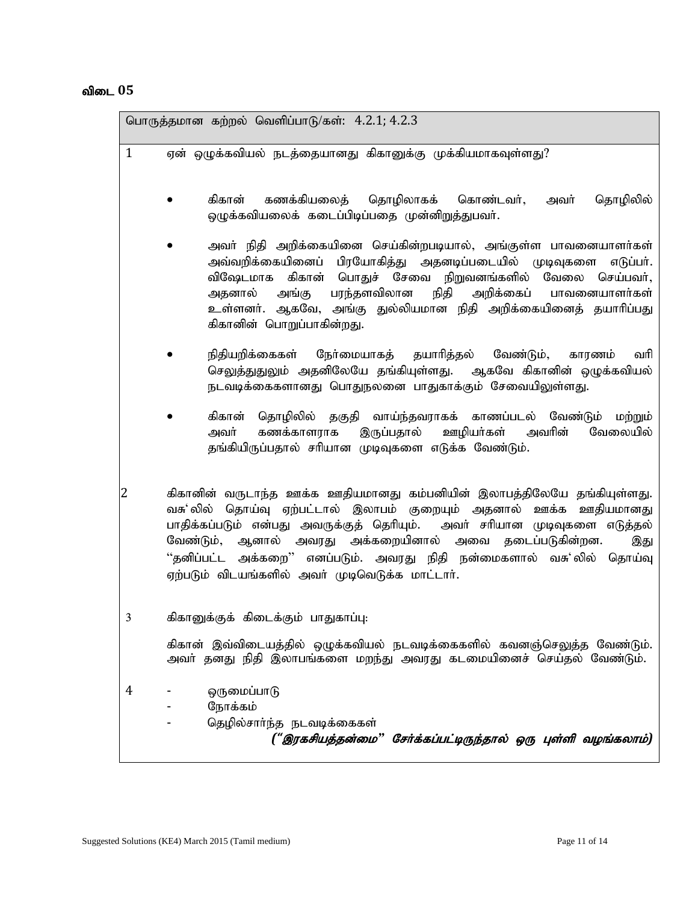**விடை 05**

பொருத்தமான கற்றல் வெளிப்பாடு/கள்: 4.2.1; 4.2.3

1 ஏன் ஒழுக்கவியல் நடத்தையானது கிகானுக்கு முக்கியமாகவுள்ளது?

- கிகான் கணக்கியலைத் தொழிலாகக் கொண்டவர், அவர் தொழிலில் ஒழுக்கவியலைக் கடைப்பிடிப்பதை முன்னிறுத்துபவர்.
- அவர் நிதி அறிக்கையினை செய்கின்றபடியால், அங்குள்ள பாவனையாளர்கள் அவ்வறிக்கையினைப் பிரயோகித்து அதனடிப்படையில் முடிவுகளை எடுப்பர். விஷேடமாக கிகான் பொதுச் சேவை நிறுவனங்களில் வேலை செய்பவர், அதனால் அங்கு பரந்தளவிலான நிதி அறிக்கைப் பாவனையாளர்கள் உள்ளனர். ஆகவே, அங்கு துல்லியமான நிதி அறிக்கையினைத் தயாரிப்பது கிகானின் பொறுப்பாகின்றது.
- நிதியறிக்கைகள் நேர்மையாகத் தயாரித்தல் வேண்டும், காரணம் வரி செலுத்துதுலும் அதனிலேயே தங்கியுள்ளது. ஆகவே கிகானின் ஒழுக்கவியல் நடவடிக்கைகளானது பொதுநலனை பாதுகாக்கும் சேவையிலுள்ளது.
- கிகான் தொழிலில் தகுதி வாய்ந்தவராகக் காணப்படல் வேண்டும் மற்றும் அவர் கணக்காளராக இருப்பதால் ஊழியர்கள் அவரின் வேலையில் தங்கியிருப்பதால் சரியான முடிவுகளை எடுக்க வேண்டும்.

2 கிகானின் வருடாந்த ஊக்க ஊதியமானது கம்பனியின் இலாபத்திலேயே தங்கியுள்ளது. வசு'லில் தொய்வு ஏற்பட்டால் இலாபம் குறையும் அதனால் ஊக்க ஊதியமானது பாதிக்கப்படும் என்பது அவருக்குத் தெரியும். அவர் சரியான முடிவுகளை எடுத்தல் வேண்டும், ஆனால் அவரது அக்கறையினால் அவை தடைப்படுகின்றன. இது "தனிப்பட்ட அக்கறை" எனப்படும். அவரது நிதி நன்மைகளால் வசு'லில் தொய்வு ஏற்படும் விடயங்களில் அவர் முடிவெடுக்க மாட்டார்.

3 கிகானுக்குக் கிடைக்கும் பாதுகாப்பு:

கிகான் இவ்விடையத்தில் ஒழுக்கவியல் நடவடிக்கைகளில் கவனஞ்செலுத்த வேண்டும். அவர் தனது நிதி இலாபங்களை மறந்து அவரது கடமையினைச் செய்தல் வேண்டும்.

4
- ஒருமைப்பாடு
- நோக்கம்
- தெழில்சார்ந்த நடவடிக்கைகள்

***("இரகசியத்தன்மை" சேர்க்கப்பட்டிருந்தால் ஒரு புள்ளி வழங்கலாம்)***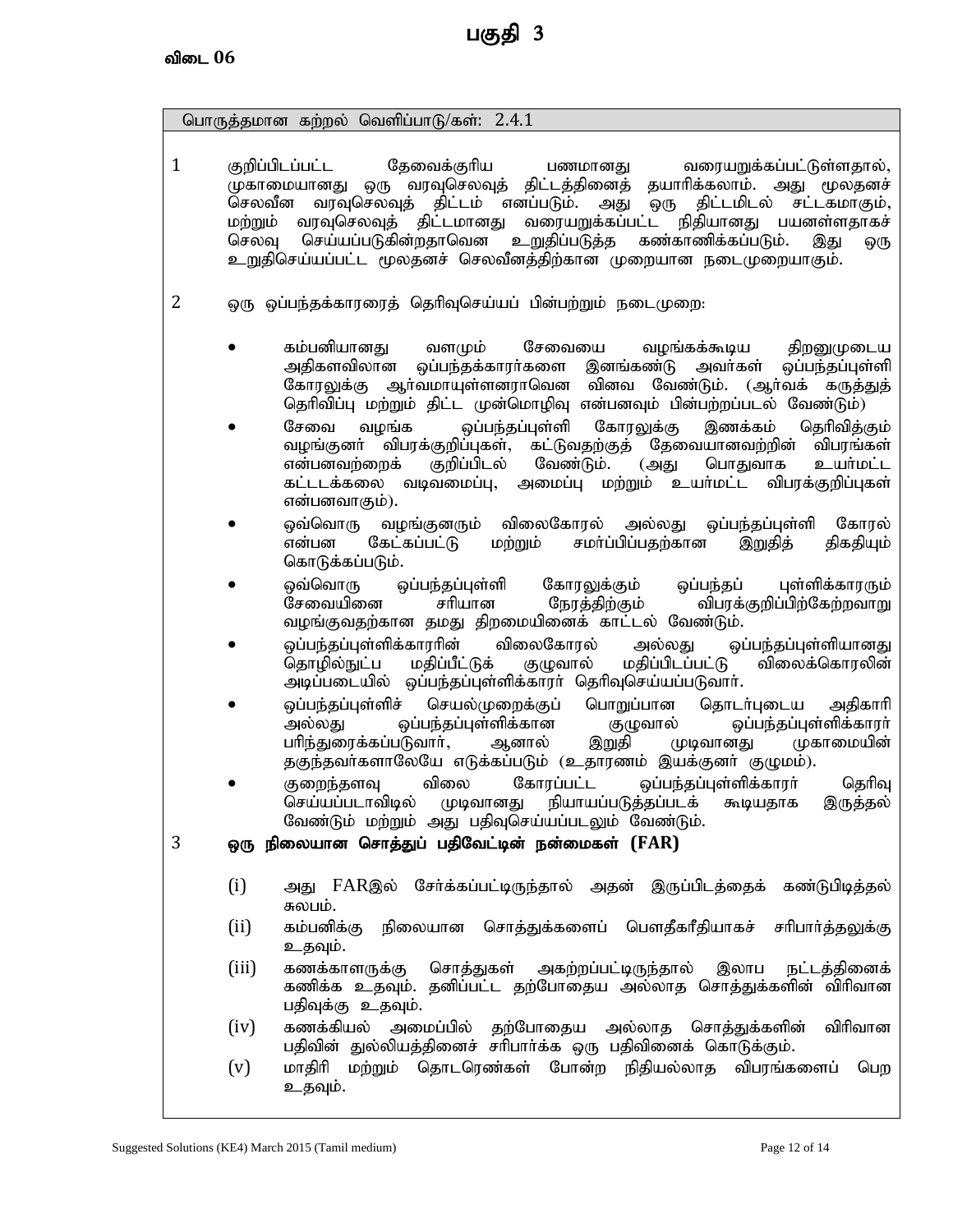# பகுதி 3

**விடை 06**

பொருத்தமான கற்றல் வெளிப்பாடு/கள்: 2.4.1

1. குறிப்பிடப்பட்ட தேவைக்குரிய பணமானது வரையறுக்கப்பட்டுள்ளதால், முகாமையானது ஒரு வரவுசெலவுத் திட்டத்தினைத் தயாரிக்கலாம். அது மூலதனச் செலவீன வரவுசெலவுத் திட்டம் எனப்படும். அது ஒரு திட்டமிடல் சட்டகமாகும், மற்றும் வரவுசெலவுத் திட்டமானது வரையறுக்கப்பட்ட நிதியானது பயனள்ளதாகச் செலவு செய்யப்படுகின்றதாவென உறுதிப்படுத்த கண்காணிக்கப்படும். இது ஒரு உறுதிசெய்யப்பட்ட மூலதனச் செலவீனத்திற்கான முறையான நடைமுறையாகும்.

2. ஒரு ஒப்பந்தக்காரரைத் தெரிவுசெய்யப் பின்பற்றும் நடைமுறை:

   - கம்பனியானது வளமும் சேவையை வழங்கக்கூடிய திறனுமுடைய அதிகளவிலான ஒப்பந்தக்காரர்களை இனங்கண்டு அவர்கள் ஒப்பந்தப்புள்ளி கோரலுக்கு ஆர்வமாயுள்ளனராவென வினவ வேண்டும். (ஆர்வக் கருத்துத் தெரிவிப்பு மற்றும் திட்ட முன்மொழிவு என்பனவும் பின்பற்றப்படல் வேண்டும்)
   - சேவை வழங்க ஒப்பந்தப்புள்ளி கோரலுக்கு இணக்கம் தெரிவித்கும் வழங்குனர் விபரக்குறிப்புகள், கட்டுவதற்குத் தேவையானவற்றின் விபரங்கள் என்பனவற்றைக் குறிப்பிடல் வேண்டும். (அது பொதுவாக உயர்மட்ட கட்டடக்கலை வடிவமைப்பு, அமைப்பு மற்றும் உயர்மட்ட விபரக்குறிப்புகள் என்பனவாகும்).
   - ஒவ்வொரு வழங்குனரும் விலைகோரல் அல்லது ஒப்பந்தப்புள்ளி கோரல் என்பன கேட்கப்பட்டு மற்றும் சமர்ப்பிப்பதற்கான இறுதித் திகதியும் கொடுக்கப்படும்.
   - ஒவ்வொரு ஒப்பந்தப்புள்ளி கோரலுக்கும் ஒப்பந்தப் புள்ளிக்காரரும் சேவையினை சரியான நேரத்திற்கும் விபரக்குறிப்பிற்கேற்றவாறு வழங்குவதற்கான தமது திறமையினைக் காட்டல் வேண்டும்.
   - ஒப்பந்தப்புள்ளிக்காரரின் விலைகோரல் அல்லது ஒப்பந்தப்புள்ளியானது தொழில்நுட்ப மதிப்பீட்டுக் குழுவால் மதிப்பிடப்பட்டு விலைக்கொரலின் அடிப்படையில் ஒப்பந்தப்புள்ளிக்காரர் தெரிவுசெய்யப்படுவார்.
   - ஒப்பந்தப்புள்ளிச் செயல்முறைக்குப் பொறுப்பான தொடர்புடைய அதிகாரி அல்லது ஒப்பந்தப்புள்ளிக்கான குழுவால் ஒப்பந்தப்புள்ளிக்காரர் பரிந்துரைக்கப்படுவார், ஆனால் இறுதி முடிவானது முகாமையின் தகுந்தவர்களாலேயே எடுக்கப்படும் (உதாரணம் இயக்குனர் குழுமம்).
   - குறைந்தளவு விலை கோரப்பட்ட ஒப்பந்தப்புள்ளிக்காரர் தெரிவு செய்யப்படாவிடில் முடிவானது நியாயப்படுத்தப்படக் கூடியதாக இருத்தல் வேண்டும் மற்றும் அது பதிவுசெய்யப்படலும் வேண்டும்.

3. **ஒரு நிலையான சொத்துப் பதிவேட்டின் நன்மைகள் (FAR)**

   (i) அது FARஇல் சேர்க்கப்பட்டிருந்தால் அதன் இருப்பிடத்தைக் கண்டுபிடித்தல் சுலபம்.

   (ii) கம்பனிக்கு நிலையான சொத்துக்களைப் பௌதீகரீதியாகச் சரிபார்த்தலுக்கு உதவும்.

   (iii) கணக்காளருக்கு சொத்துகள் அகற்றப்பட்டிருந்தால் இலாப நட்டத்தினைக் கணிக்க உதவும். தனிப்பட்ட தற்போதைய அல்லாத சொத்துக்களின் விரிவான பதிவுக்கு உதவும்.

   (iv) கணக்கியல் அமைப்பில் தற்போதைய அல்லாத சொத்துக்களின் விரிவான பதிவின் துல்லியத்தினைச் சரிபார்க்க ஒரு பதிவினைக் கொடுக்கும்.

   (v) மாதிரி மற்றும் தொடரெண்கள் போன்ற நிதியல்லாத விபரங்களைப் பெற உதவும்.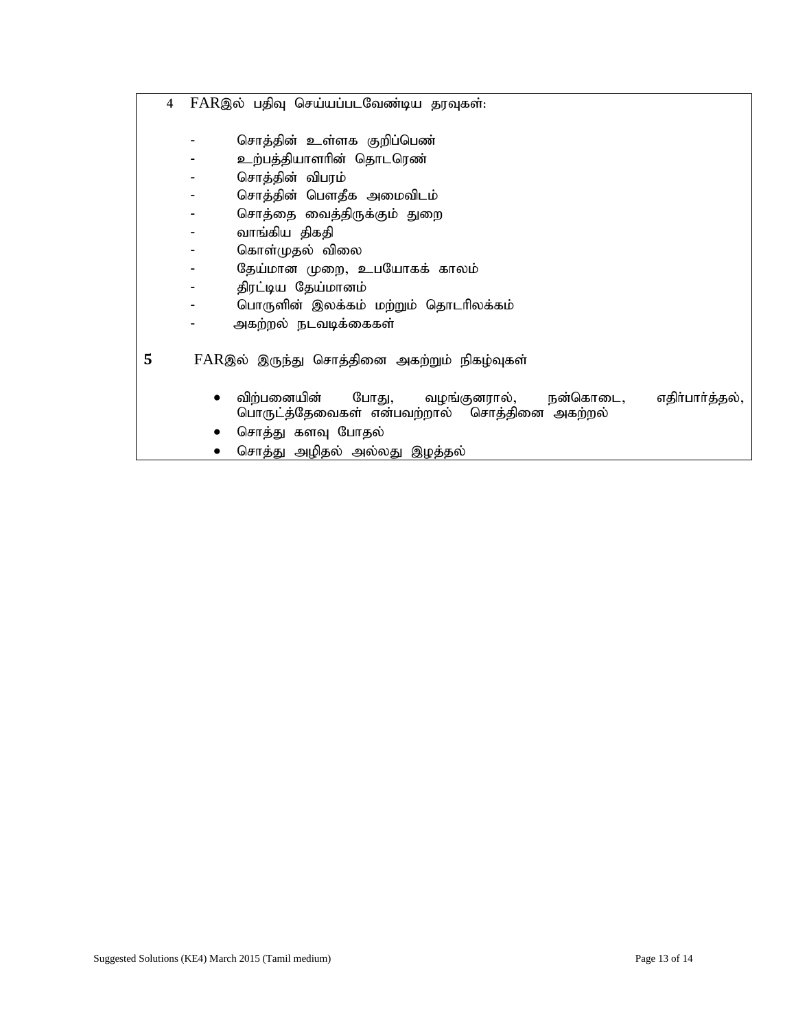4 FARஇல் பதிவு செய்யப்படவேண்டிய தரவுகள்:

- சொத்தின் உள்ளக குறிப்பெண்
- உற்பத்தியாளரின் தொடரெண்
- சொத்தின் விபரம்
- சொத்தின் பௌதீக அமைவிடம்
- சொத்தை வைத்திருக்கும் துறை
- வாங்கிய திகதி
- கொள்முதல் விலை
- தேய்மான முறை, உபயோகக் காலம்
- திரட்டிய தேய்மானம்
- பொருளின் இலக்கம் மற்றும் தொடரிலக்கம்
- அகற்றல் நடவடிக்கைகள்

**5** FARஇல் இருந்து சொத்தினை அகற்றும் நிகழ்வுகள்

- விற்பனையின் போது, வழங்குனரால், நன்கொடை, எதிர்பார்த்தல், பொருட்த்தேவைகள் என்பவற்றால் சொத்தினை அகற்றல்
- சொத்து களவு போதல்
- சொத்து அழிதல் அல்லது இழத்தல்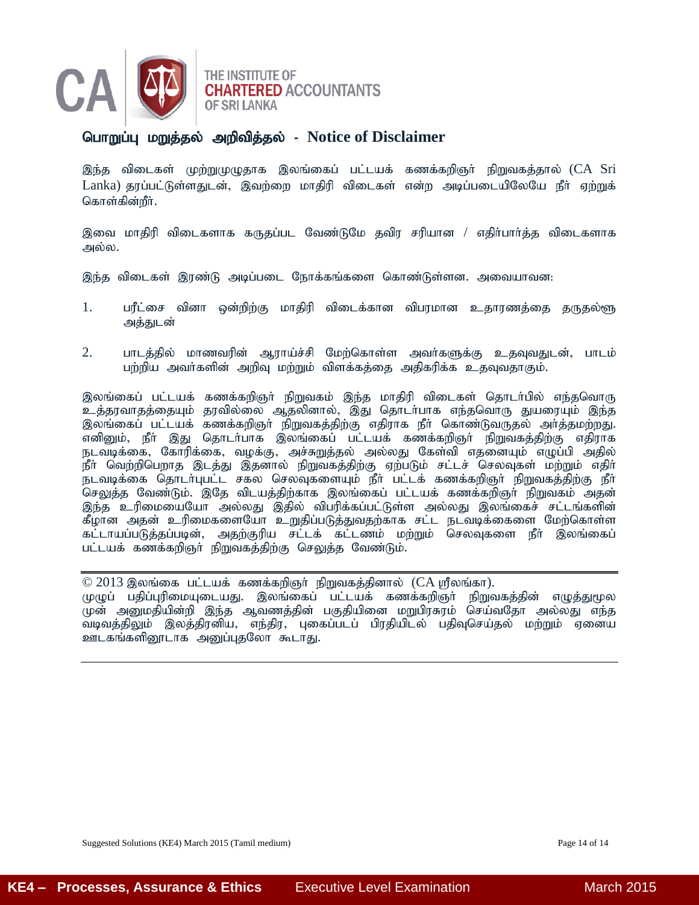## பொறுப்பு மறுத்தல் அறிவித்தல் - Notice of Disclaimer

இந்த விடைகள் முற்றுமுழுதாக இலங்கைப் பட்டயக் கணக்கறிஞர் நிறுவகத்தால் (CA Sri Lanka) தரப்பட்டுள்ளதுடன், இவற்றை மாதிரி விடைகள் என்ற அடிப்படையிலேயே நீர் ஏற்றுக் கொள்கின்றீர்.

இவை மாதிரி விடைகளாக கருதப்பட வேண்டுமே தவிர சரியான / எதிர்பார்த்த விடைகளாக அல்ல.

இந்த விடைகள் இரண்டு அடிப்படை நோக்கங்களை கொண்டுள்ளன. அவையாவன:

1. பரீட்சை வினா ஒன்றிற்கு மாதிரி விடைக்கான விபரமான உதாரணத்தை தருதல்ளு அத்துடன்

2. பாடத்தில் மாணவரின் ஆராய்ச்சி மேற்கொள்ள அவர்களுக்கு உதவுவதுடன், பாடம் பற்றிய அவர்களின் அறிவு மற்றும் விளக்கத்தை அதிகரிக்க உதவுவதாகும்.

இலங்கைப் பட்டயக் கணக்கறிஞர் நிறுவகம் இந்த மாதிரி விடைகள் தொடர்பில் எந்தவொரு உத்தரவாதத்தையும் தரவில்லை ஆதலினால், இது தொடர்பாக எந்தவொரு துயரையும் இந்த இலங்கைப் பட்டயக் கணக்கறிஞர் நிறுவகத்திற்கு எதிராக நீர் கொண்டுவருதல் அர்த்தமற்றது. எனினும், நீர் இது தொடர்பாக இலங்கைப் பட்டயக் கணக்கறிஞர் நிறுவகத்திற்கு எதிராக நடவடிக்கை, கோரிக்கை, வழக்கு, அச்சுறுத்தல் அல்லது கேள்வி எதனையும் எழுப்பி அதில் நீர் வெற்றிபெறாத இடத்து இதனால் நிறுவகத்திற்கு ஏற்படும் சட்டச் செலவுகள் மற்றும் எதிர் நடவடிக்கை தொடர்புபட்ட சகல செலவுகளையும் நீர் பட்டக் கணக்கறிஞர் நிறுவகத்திற்கு நீர் செலுத்த வேண்டும். இதே விடயத்திற்காக இலங்கைப் பட்டயக் கணக்கறிஞர் நிறுவகம் அதன் இந்த உரிமையையோ அல்லது இதில் விபரிக்கப்பட்டுள்ள அல்லது இலங்கைச் சட்டங்களின் கீழான அதன் உரிமைகளையோ உறுதிப்படுத்துவதற்காக சட்ட நடவடிக்கைகளை மேற்கொள்ள கட்டாயப்படுத்தப்படின், அதற்குரிய சட்டக் கட்டணம் மற்றும் செலவுகளை நீர் இலங்கைப் பட்டயக் கணக்கறிஞர் நிறுவகத்திற்கு செலுத்த வேண்டும்.

---

© 2013 இலங்கை பட்டயக் கணக்கறிஞர் நிறுவகத்தினால் (CA ஸ்ரீலங்கா).
முழுப் பதிப்புரிமையுடையது. இலங்கைப் பட்டயக் கணக்கறிஞர் நிறுவகத்தின் எழுத்துமூல முன் அனுமதியின்றி இந்த ஆவணத்தின் பகுதியினை மறுபிரசுரம் செய்வதோ அல்லது எந்த வடிவத்திலும் இலத்திரனிய, எந்திர, புகைப்படப் பிரதியிடல் பதிவுசெய்தல் மற்றும் ஏனைய ஊடகங்களினூடாக அனுப்புதலோ கூடாது.